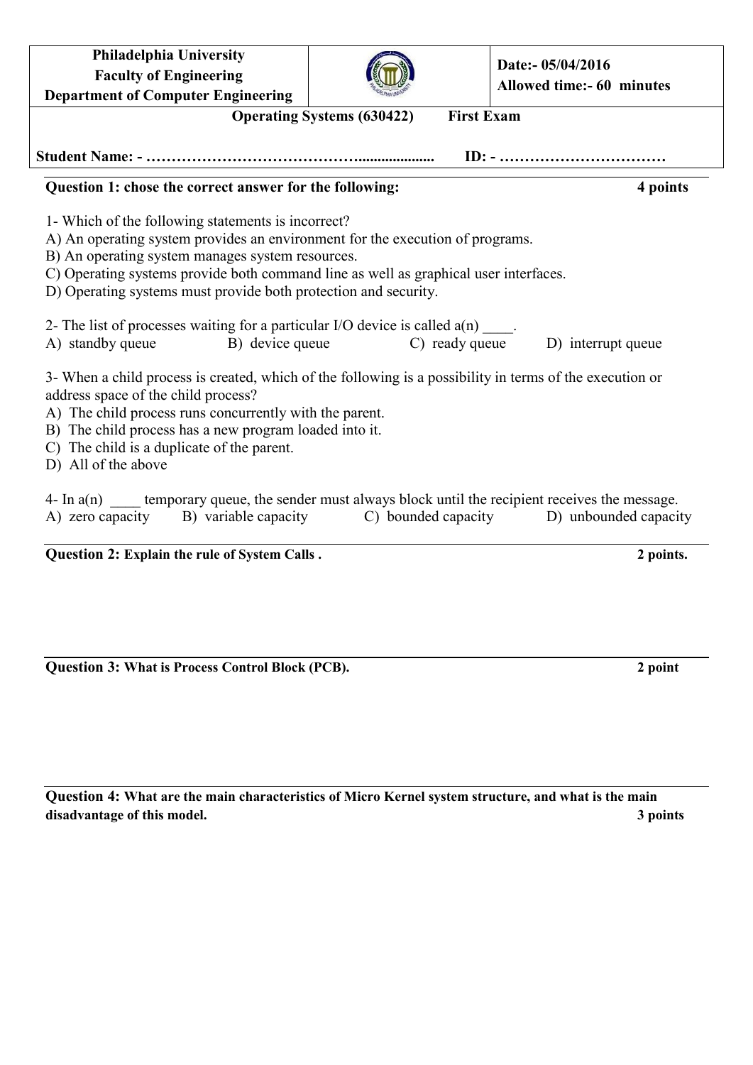| Philadelphia University<br>Faculty of Engineering<br>Department of Computer Engineering | | Date:- 05/04/2016<br>Allowed time:- 60 minutes |
|---|---|---|

**Operating Systems (630422)  First Exam**

**Student Name: - …………………………………….....................  ID: - ……………………………**

---

**Question 1: chose the correct answer for the following:**  **4 points**

1- Which of the following statements is incorrect?
A) An operating system provides an environment for the execution of programs.
B) An operating system manages system resources.
C) Operating systems provide both command line as well as graphical user interfaces.
D) Operating systems must provide both protection and security.

2- The list of processes waiting for a particular I/O device is called a(n) ____.
A) standby queue  B) device queue  C) ready queue  D) interrupt queue

3- When a child process is created, which of the following is a possibility in terms of the execution or address space of the child process?
A) The child process runs concurrently with the parent.
B) The child process has a new program loaded into it.
C) The child is a duplicate of the parent.
D) All of the above

4- In a(n) ____ temporary queue, the sender must always block until the recipient receives the message.
A) zero capacity  B) variable capacity  C) bounded capacity  D) unbounded capacity

---

**Question 2: Explain the rule of System Calls .**  **2 points.**

---

**Question 3: What is Process Control Block (PCB).**  **2 point**

---

**Question 4: What are the main characteristics of Micro Kernel system structure, and what is the main disadvantage of this model.**  **3 points**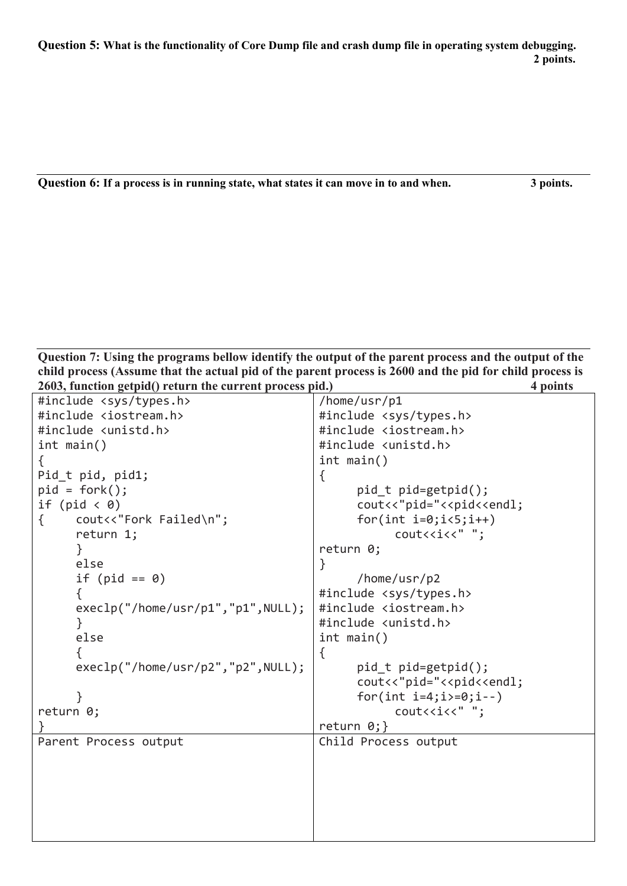**Question 5: What is the functionality of Core Dump file and crash dump file in operating system debugging.** **2 points.**

---

**Question 6: If a process is in running state, what states it can move in to and when.** **3 points.**

---

**Question 7: Using the programs bellow identify the output of the parent process and the output of the child process (Assume that the actual pid of the parent process is 2600 and the pid for child process is 2603, function getpid() return the current process pid.)** **4 points**

| | |
|---|---|
| `#include <sys/types.h>`<br>`#include <iostream.h>`<br>`#include <unistd.h>`<br>`int main()`<br>`{`<br>`Pid_t pid, pid1;`<br>`pid = fork();`<br>`if (pid < 0)`<br>`{     cout<<"Fork Failed\n";`<br>`      return 1;`<br>`      }`<br>`      else`<br>`      if (pid == 0)`<br>`      {`<br>`      execlp("/home/usr/p1","p1",NULL);`<br>`      }`<br>`      else`<br>`      {`<br>`      execlp("/home/usr/p2","p2",NULL);`<br><br>`      }`<br>`return 0;`<br>`}` | `/home/usr/p1`<br>`#include <sys/types.h>`<br>`#include <iostream.h>`<br>`#include <unistd.h>`<br>`int main()`<br>`{`<br>`      pid_t pid=getpid();`<br>`      cout<<"pid="<<pid<<endl;`<br>`      for(int i=0;i<5;i++)`<br>`            cout<<i<<" ";`<br>`return 0;`<br>`}`<br>`      /home/usr/p2`<br>`#include <sys/types.h>`<br>`#include <iostream.h>`<br>`#include <unistd.h>`<br>`int main()`<br>`{`<br>`      pid_t pid=getpid();`<br>`      cout<<"pid="<<pid<<endl;`<br>`      for(int i=4;i>=0;i--)`<br>`            cout<<i<<" ";`<br>`return 0;}` |
| Parent Process output | Child Process output |